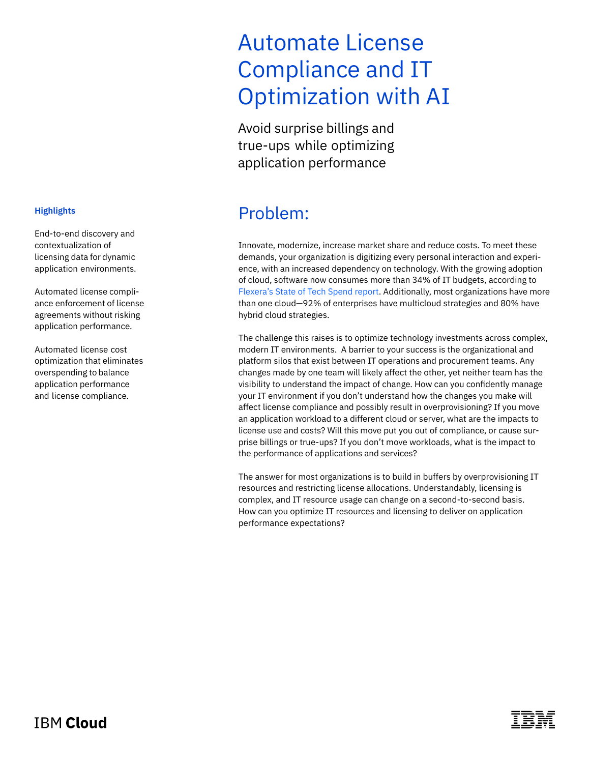# Automate License Compliance and IT Optimization with AI

Avoid surprise billings and true-ups while optimizing application performance

**Highlights**

End-to-end discovery and contextualization of licensing data for dynamic application environments.

Automated license compliance enforcement of license agreements without risking application performance.

Automated license cost optimization that eliminates overspending to balance application performance and license compliance.

## Problem:

Innovate, modernize, increase market share and reduce costs. To meet these demands, your organization is digitizing every personal interaction and experience, with an increased dependency on technology. With the growing adoption of cloud, software now consumes more than 34% of IT budgets, according to Flexera's State of Tech Spend report. Additionally, most organizations have more than one cloud—92% of enterprises have multicloud strategies and 80% have hybrid cloud strategies.

The challenge this raises is to optimize technology investments across complex, modern IT environments. A barrier to your success is the organizational and platform silos that exist between IT operations and procurement teams. Any changes made by one team will likely affect the other, yet neither team has the visibility to understand the impact of change. How can you confidently manage your IT environment if you don't understand how the changes you make will affect license compliance and possibly result in overprovisioning? If you move an application workload to a different cloud or server, what are the impacts to license use and costs? Will this move put you out of compliance, or cause surprise billings or true-ups? If you don't move workloads, what is the impact to the performance of applications and services?

The answer for most organizations is to build in buffers by overprovisioning IT resources and restricting license allocations. Understandably, licensing is complex, and IT resource usage can change on a second-to-second basis. How can you optimize IT resources and licensing to deliver on application performance expectations?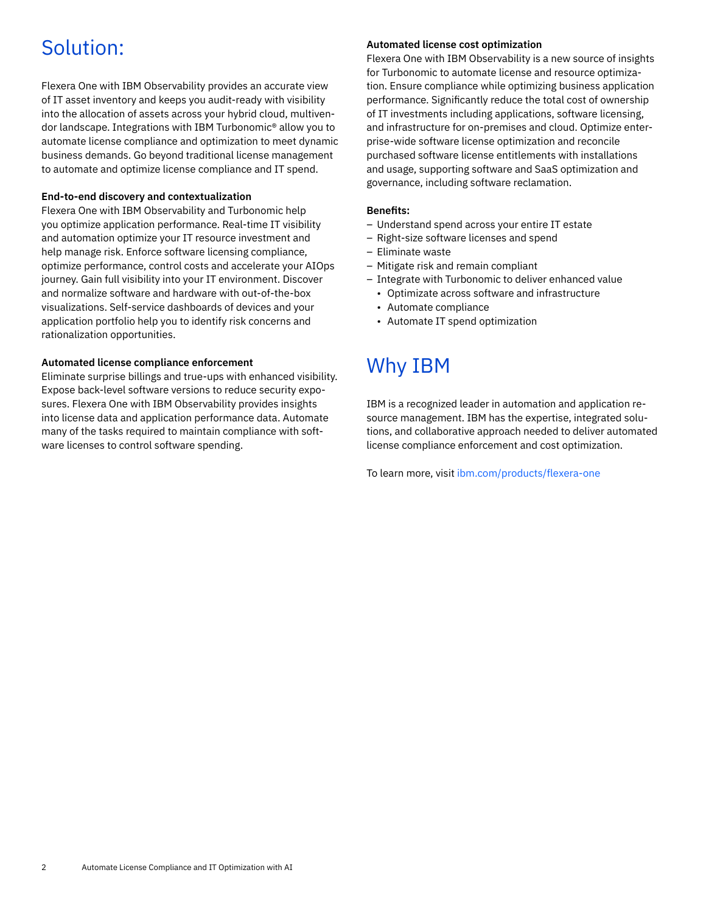# Solution:

Flexera One with IBM Observability provides an accurate view of IT asset inventory and keeps you audit-ready with visibility into the allocation of assets across your hybrid cloud, multivendor landscape. Integrations with IBM Turbonomic® allow you to automate license compliance and optimization to meet dynamic business demands. Go beyond traditional license management to automate and optimize license compliance and IT spend.

**End-to-end discovery and contextualization**
Flexera One with IBM Observability and Turbonomic help you optimize application performance. Real-time IT visibility and automation optimize your IT resource investment and help manage risk. Enforce software licensing compliance, optimize performance, control costs and accelerate your AIOps journey. Gain full visibility into your IT environment. Discover and normalize software and hardware with out-of-the-box visualizations. Self-service dashboards of devices and your application portfolio help you to identify risk concerns and rationalization opportunities.

**Automated license compliance enforcement**
Eliminate surprise billings and true-ups with enhanced visibility. Expose back-level software versions to reduce security exposures. Flexera One with IBM Observability provides insights into license data and application performance data. Automate many of the tasks required to maintain compliance with software licenses to control software spending.

**Automated license cost optimization**
Flexera One with IBM Observability is a new source of insights for Turbonomic to automate license and resource optimization. Ensure compliance while optimizing business application performance. Significantly reduce the total cost of ownership of IT investments including applications, software licensing, and infrastructure for on-premises and cloud. Optimize enterprise-wide software license optimization and reconcile purchased software license entitlements with installations and usage, supporting software and SaaS optimization and governance, including software reclamation.

**Benefits:**

- Understand spend across your entire IT estate
- Right-size software licenses and spend
- Eliminate waste
- Mitigate risk and remain compliant
- Integrate with Turbonomic to deliver enhanced value
  - Optimizate across software and infrastructure
  - Automate compliance
  - Automate IT spend optimization

# Why IBM

IBM is a recognized leader in automation and application resource management. IBM has the expertise, integrated solutions, and collaborative approach needed to deliver automated license compliance enforcement and cost optimization.

To learn more, visit ibm.com/products/flexera-one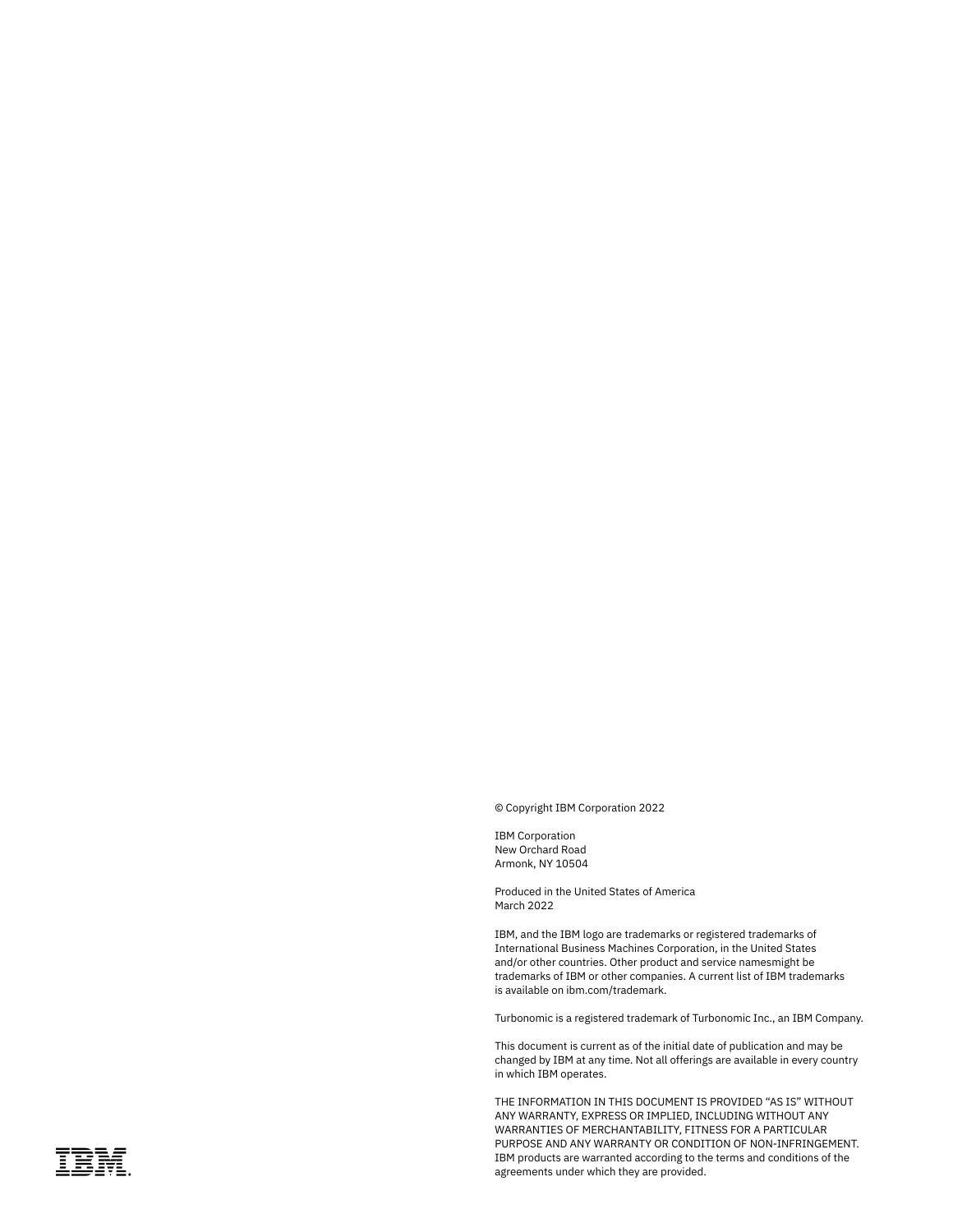© Copyright IBM Corporation 2022

IBM Corporation
New Orchard Road
Armonk, NY 10504

Produced in the United States of America
March 2022

IBM, and the IBM logo are trademarks or registered trademarks of International Business Machines Corporation, in the United States and/or other countries. Other product and service namesmight be trademarks of IBM or other companies. A current list of IBM trademarks is available on ibm.com/trademark.

Turbonomic is a registered trademark of Turbonomic Inc., an IBM Company.

This document is current as of the initial date of publication and may be changed by IBM at any time. Not all offerings are available in every country in which IBM operates.

THE INFORMATION IN THIS DOCUMENT IS PROVIDED "AS IS" WITHOUT ANY WARRANTY, EXPRESS OR IMPLIED, INCLUDING WITHOUT ANY WARRANTIES OF MERCHANTABILITY, FITNESS FOR A PARTICULAR PURPOSE AND ANY WARRANTY OR CONDITION OF NON-INFRINGEMENT. IBM products are warranted according to the terms and conditions of the agreements under which they are provided.